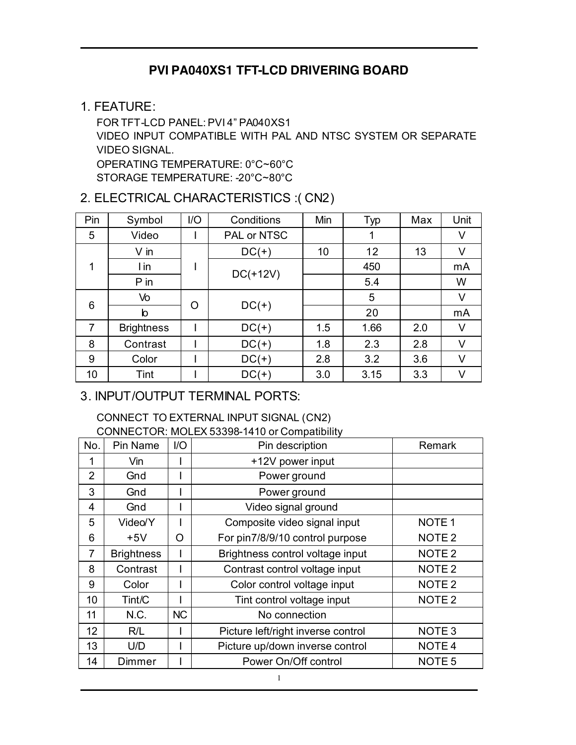# PVI PA040XS1 TFT-LCD DRIVERING BOARD

## 1. FEATURE:

FOR TFT-LCD PANEL: PVI 4" PA040XS1
VIDEO INPUT COMPATIBLE WITH PAL AND NTSC SYSTEM OR SEPARATE VIDEO SIGNAL.
OPERATING TEMPERATURE: 0°C~60°C
STORAGE TEMPERATURE: -20°C~80°C

## 2. ELECTRICAL CHARACTERISTICS :( CN2)

| Pin | Symbol | I/O | Conditions | Min | Typ | Max | Unit |
|---|---|---|---|---|---|---|---|
| 5 | Video | I | PAL or NTSC | | 1 | | V |
| 1 | V in | I | DC(+) | 10 | 12 | 13 | V |
| | I in | | DC(+12V) | | 450 | | mA |
| | P in | | | | 5.4 | | W |
| 6 | Vo | O | DC(+) | | 5 | | V |
| | Io | | | | 20 | | mA |
| 7 | Brightness | I | DC(+) | 1.5 | 1.66 | 2.0 | V |
| 8 | Contrast | I | DC(+) | 1.8 | 2.3 | 2.8 | V |
| 9 | Color | I | DC(+) | 2.8 | 3.2 | 3.6 | V |
| 10 | Tint | I | DC(+) | 3.0 | 3.15 | 3.3 | V |

## 3. INPUT/OUTPUT TERMINAL PORTS:

CONNECT TO EXTERNAL INPUT SIGNAL (CN2)
CONNECTOR: MOLEX 53398-1410 or Compatibility

| No. | Pin Name | I/O | Pin description | Remark |
|---|---|---|---|---|
| 1 | Vin | I | +12V power input | |
| 2 | Gnd | I | Power ground | |
| 3 | Gnd | I | Power ground | |
| 4 | Gnd | I | Video signal ground | |
| 5 | Video/Y | I | Composite video signal input | NOTE 1 |
| 6 | +5V | O | For pin7/8/9/10 control purpose | NOTE 2 |
| 7 | Brightness | I | Brightness control voltage input | NOTE 2 |
| 8 | Contrast | I | Contrast control voltage input | NOTE 2 |
| 9 | Color | I | Color control voltage input | NOTE 2 |
| 10 | Tint/C | I | Tint control voltage input | NOTE 2 |
| 11 | N.C. | NC | No connection | |
| 12 | R/L | I | Picture left/right inverse control | NOTE 3 |
| 13 | U/D | I | Picture up/down inverse control | NOTE 4 |
| 14 | Dimmer | I | Power On/Off control | NOTE 5 |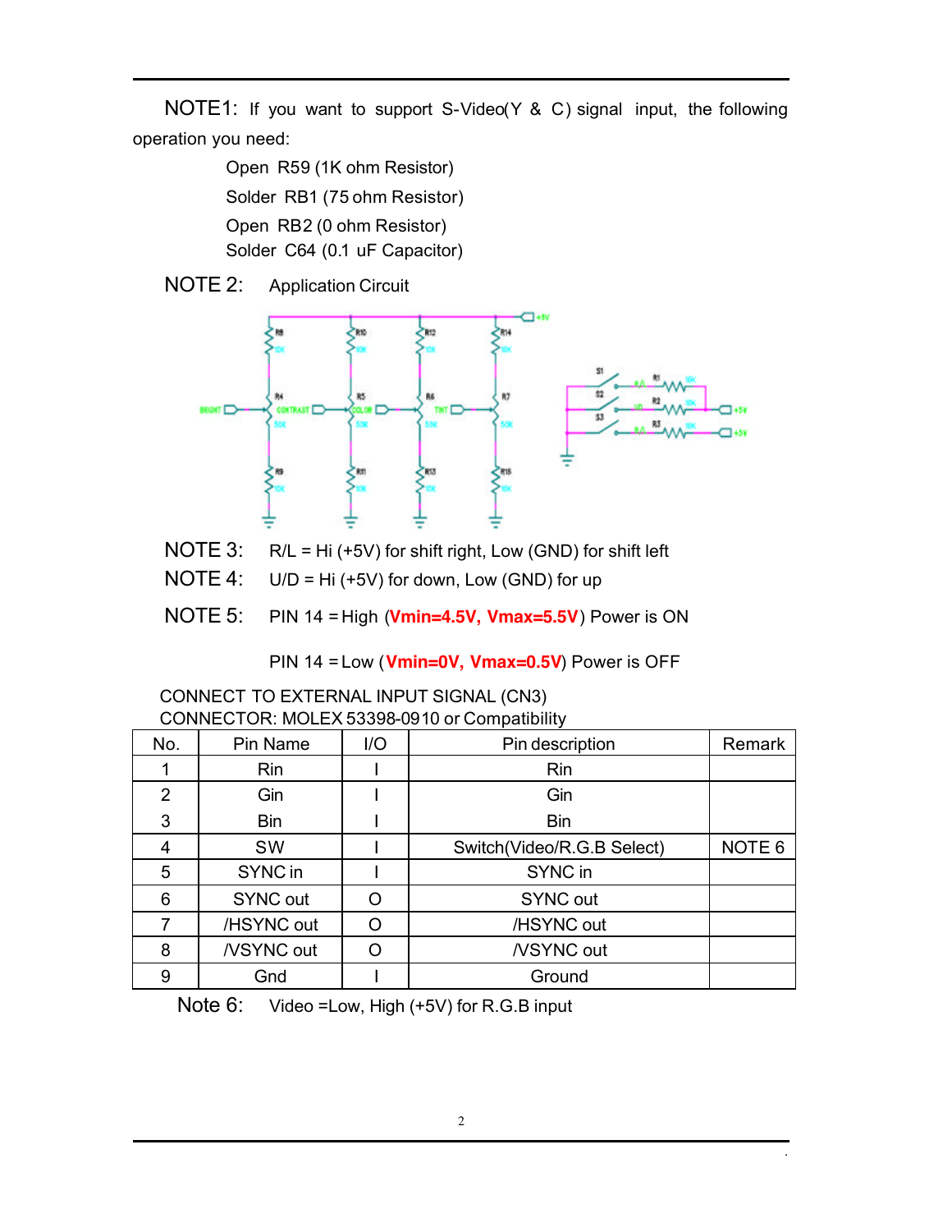NOTE1: If you want to support S-Video(Y & C) signal input, the following operation you need:

Open R59 (1K ohm Resistor)

Solder RB1 (75 ohm Resistor)

Open RB2 (0 ohm Resistor)

Solder C64 (0.1 uF Capacitor)

NOTE 2: Application Circuit

NOTE 3: R/L = Hi (+5V) for shift right, Low (GND) for shift left

NOTE 4: U/D = Hi (+5V) for down, Low (GND) for up

NOTE 5: PIN 14 = High (**Vmin=4.5V, Vmax=5.5V**) Power is ON

PIN 14 = Low (**Vmin=0V, Vmax=0.5V**) Power is OFF

CONNECT TO EXTERNAL INPUT SIGNAL (CN3)
CONNECTOR: MOLEX 53398-0910 or Compatibility

| No. | Pin Name | I/O | Pin description | Remark |
|---|---|---|---|---|
| 1 | Rin | I | Rin | |
| 2 | Gin | I | Gin | |
| 3 | Bin | I | Bin | |
| 4 | SW | I | Switch(Video/R.G.B Select) | NOTE 6 |
| 5 | SYNC in | I | SYNC in | |
| 6 | SYNC out | O | SYNC out | |
| 7 | /HSYNC out | O | /HSYNC out | |
| 8 | /VSYNC out | O | /VSYNC out | |
| 9 | Gnd | I | Ground | |

Note 6: Video =Low, High (+5V) for R.G.B input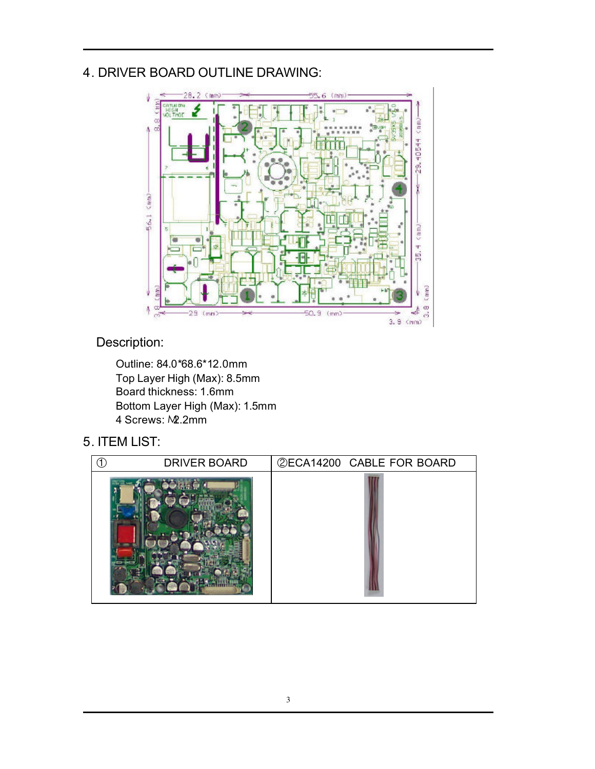## 4. DRIVER BOARD OUTLINE DRAWING:

Description:

Outline: 84.0*68.6*12.0mm
Top Layer High (Max): 8.5mm
Board thickness: 1.6mm
Bottom Layer High (Max): 1.5mm
4 Screws: M2.2mm

## 5. ITEM LIST:

| ① DRIVER BOARD | ②ECA14200 CABLE FOR BOARD |
|---|---|
| | |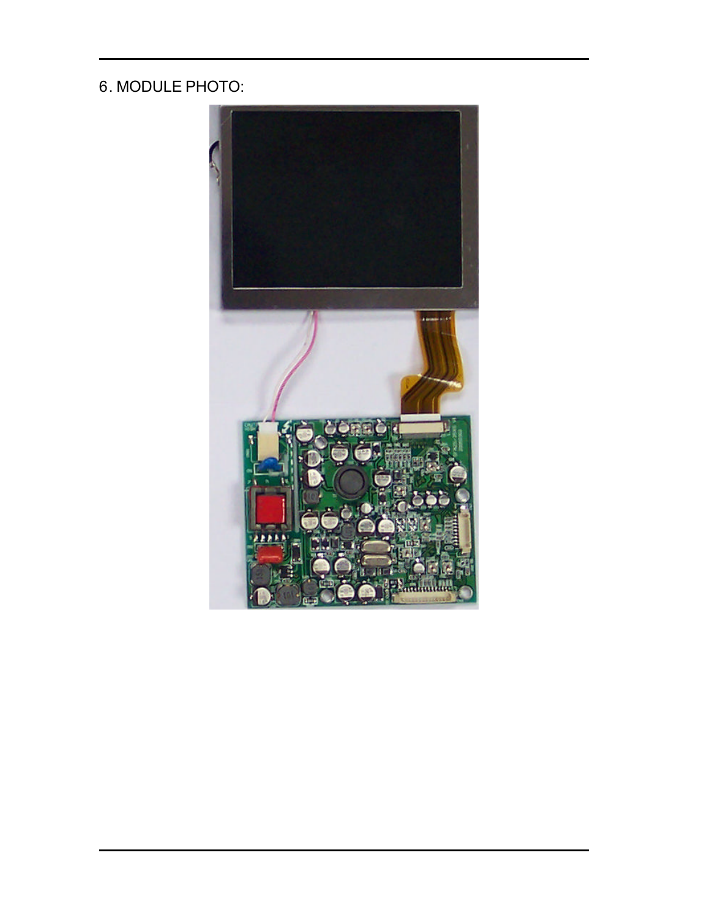6. MODULE PHOTO: